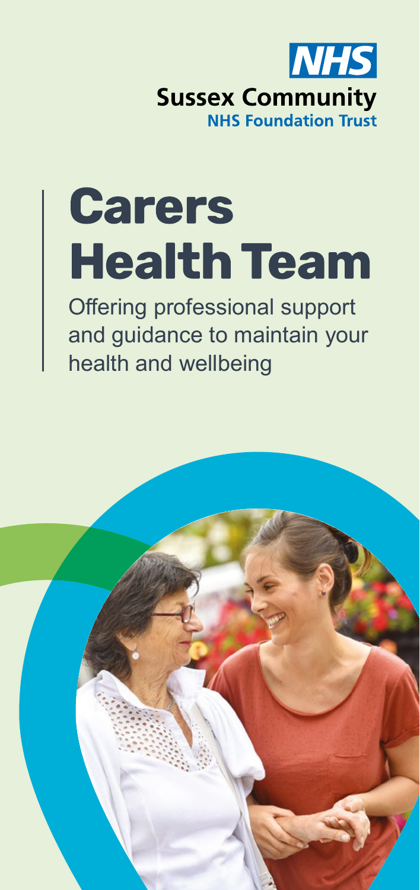**NHS**

**Sussex Community**
**NHS Foundation Trust**

# Carers Health Team

Offering professional support and guidance to maintain your health and wellbeing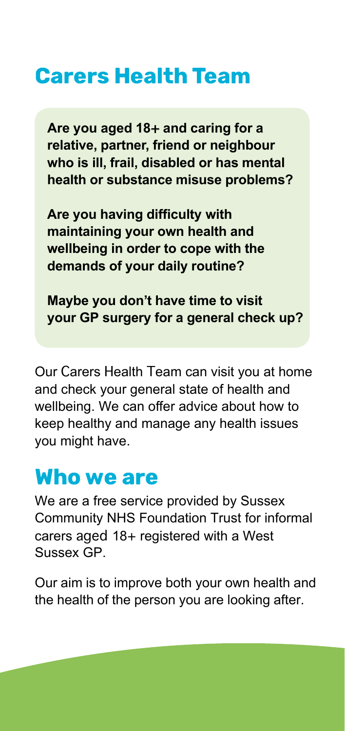# Carers Health Team

**Are you aged 18+ and caring for a relative, partner, friend or neighbour who is ill, frail, disabled or has mental health or substance misuse problems?**

**Are you having difficulty with maintaining your own health and wellbeing in order to cope with the demands of your daily routine?**

**Maybe you don't have time to visit your GP surgery for a general check up?**

Our Carers Health Team can visit you at home and check your general state of health and wellbeing. We can offer advice about how to keep healthy and manage any health issues you might have.

## Who we are

We are a free service provided by Sussex Community NHS Foundation Trust for informal carers aged 18+ registered with a West Sussex GP.

Our aim is to improve both your own health and the health of the person you are looking after.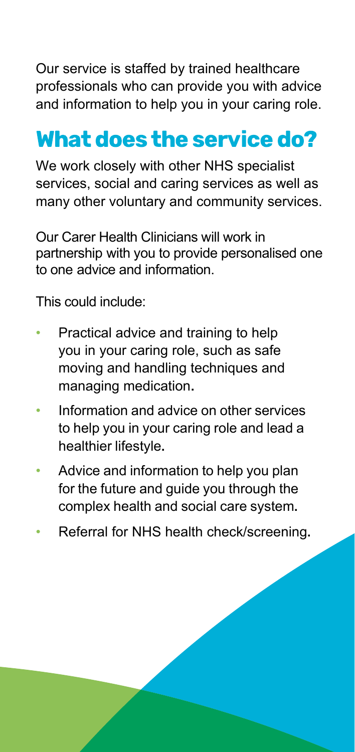Our service is staffed by trained healthcare professionals who can provide you with advice and information to help you in your caring role.

## What does the service do?

We work closely with other NHS specialist services, social and caring services as well as many other voluntary and community services.

Our Carer Health Clinicians will work in partnership with you to provide personalised one to one advice and information.

This could include:

- Practical advice and training to help you in your caring role, such as safe moving and handling techniques and managing medication.
- Information and advice on other services to help you in your caring role and lead a healthier lifestyle.
- Advice and information to help you plan for the future and guide you through the complex health and social care system.
- Referral for NHS health check/screening.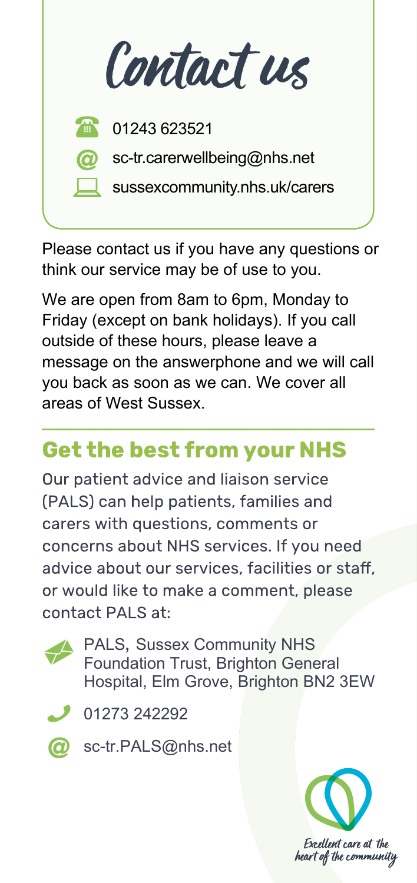# Contact us

01243 623521

sc-tr.carerwellbeing@nhs.net

sussexcommunity.nhs.uk/carers

Please contact us if you have any questions or think our service may be of use to you.

We are open from 8am to 6pm, Monday to Friday (except on bank holidays). If you call outside of these hours, please leave a message on the answerphone and we will call you back as soon as we can. We cover all areas of West Sussex.

## Get the best from your NHS

Our patient advice and liaison service (PALS) can help patients, families and carers with questions, comments or concerns about NHS services. If you need advice about our services, facilities or staff, or would like to make a comment, please contact PALS at:

PALS, Sussex Community NHS Foundation Trust, Brighton General Hospital, Elm Grove, Brighton BN2 3EW

01273 242292

sc-tr.PALS@nhs.net

*Excellent care at the heart of the community*